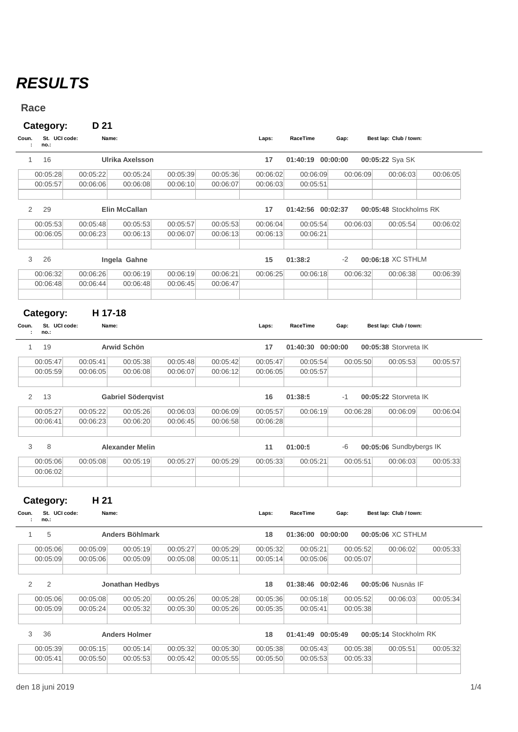# *RESULTS*

## Race

### Category: D 21

| Coun.: | St. no.: | UCI code: | Name: | Laps: | RaceTime | Gap: | Best lap: | Club / town: |
|---|---|---|---|---|---|---|---|---|
| 1 | 16 | | **Ulrika Axelsson** | **17** | **01:40:19** | **00:00:00** | **00:05:22** | Sya SK |

| | | | | | | | | | |
|---|---|---|---|---|---|---|---|---|---|
| 00:05:28 | 00:05:22 | 00:05:24 | 00:05:39 | 00:05:36 | 00:06:02 | 00:06:09 | 00:06:09 | 00:06:03 | 00:06:05 |
| 00:05:57 | 00:06:06 | 00:06:08 | 00:06:10 | 00:06:07 | 00:06:03 | 00:05:51 | | | |

| Coun.: | St. no.: | UCI code: | Name: | Laps: | RaceTime | Gap: | Best lap: | Club / town: |
|---|---|---|---|---|---|---|---|---|
| 2 | 29 | | **Elin McCallan** | **17** | **01:42:56** | **00:02:37** | **00:05:48** | Stockholms RK |

| | | | | | | | | | |
|---|---|---|---|---|---|---|---|---|---|
| 00:05:53 | 00:05:48 | 00:05:53 | 00:05:57 | 00:05:53 | 00:06:04 | 00:05:54 | 00:06:03 | 00:05:54 | 00:06:02 |
| 00:06:05 | 00:06:23 | 00:06:13 | 00:06:07 | 00:06:13 | 00:06:13 | 00:06:21 | | | |

| Coun.: | St. no.: | UCI code: | Name: | Laps: | RaceTime | Gap: | Best lap: | Club / town: |
|---|---|---|---|---|---|---|---|---|
| 3 | 26 | | **Ingela Gahne** | **15** | **01:38:2** | -2 | **00:06:18** | XC STHLM |

| | | | | | | | | | |
|---|---|---|---|---|---|---|---|---|---|
| 00:06:32 | 00:06:26 | 00:06:19 | 00:06:19 | 00:06:21 | 00:06:25 | 00:06:18 | 00:06:32 | 00:06:38 | 00:06:39 |
| 00:06:48 | 00:06:44 | 00:06:48 | 00:06:45 | 00:06:47 | | | | | |

### Category: H 17-18

| Coun.: | St. no.: | UCI code: | Name: | Laps: | RaceTime | Gap: | Best lap: | Club / town: |
|---|---|---|---|---|---|---|---|---|
| 1 | 19 | | **Arwid Schön** | **17** | **01:40:30** | **00:00:00** | **00:05:38** | Storvreta IK |

| | | | | | | | | | |
|---|---|---|---|---|---|---|---|---|---|
| 00:05:47 | 00:05:41 | 00:05:38 | 00:05:48 | 00:05:42 | 00:05:47 | 00:05:54 | 00:05:50 | 00:05:53 | 00:05:57 |
| 00:05:59 | 00:06:05 | 00:06:08 | 00:06:07 | 00:06:12 | 00:06:05 | 00:05:57 | | | |

| Coun.: | St. no.: | UCI code: | Name: | Laps: | RaceTime | Gap: | Best lap: | Club / town: |
|---|---|---|---|---|---|---|---|---|
| 2 | 13 | | **Gabriel Söderqvist** | **16** | **01:38:5** | -1 | **00:05:22** | Storvreta IK |

| | | | | | | | | | |
|---|---|---|---|---|---|---|---|---|---|
| 00:05:27 | 00:05:22 | 00:05:26 | 00:06:03 | 00:06:09 | 00:05:57 | 00:06:19 | 00:06:28 | 00:06:09 | 00:06:04 |
| 00:06:41 | 00:06:23 | 00:06:20 | 00:06:45 | 00:06:58 | 00:06:28 | | | | |

| Coun.: | St. no.: | UCI code: | Name: | Laps: | RaceTime | Gap: | Best lap: | Club / town: |
|---|---|---|---|---|---|---|---|---|
| 3 | 8 | | **Alexander Melin** | **11** | **01:00:5** | -6 | **00:05:06** | Sundbybergs IK |

| | | | | | | | | | |
|---|---|---|---|---|---|---|---|---|---|
| 00:05:06 | 00:05:08 | 00:05:19 | 00:05:27 | 00:05:29 | 00:05:33 | 00:05:21 | 00:05:51 | 00:06:03 | 00:05:33 |
| 00:06:02 | | | | | | | | | |

### Category: H 21

| Coun.: | St. no.: | UCI code: | Name: | Laps: | RaceTime | Gap: | Best lap: | Club / town: |
|---|---|---|---|---|---|---|---|---|
| 1 | 5 | | **Anders Böhlmark** | **18** | **01:36:00** | **00:00:00** | **00:05:06** | XC STHLM |

| | | | | | | | | | |
|---|---|---|---|---|---|---|---|---|---|
| 00:05:06 | 00:05:09 | 00:05:19 | 00:05:27 | 00:05:29 | 00:05:32 | 00:05:21 | 00:05:52 | 00:06:02 | 00:05:33 |
| 00:05:09 | 00:05:06 | 00:05:09 | 00:05:08 | 00:05:11 | 00:05:14 | 00:05:06 | 00:05:07 | | |

| Coun.: | St. no.: | UCI code: | Name: | Laps: | RaceTime | Gap: | Best lap: | Club / town: |
|---|---|---|---|---|---|---|---|---|
| 2 | 2 | | **Jonathan Hedbys** | **18** | **01:38:46** | **00:02:46** | **00:05:06** | Nusnäs IF |

| | | | | | | | | | |
|---|---|---|---|---|---|---|---|---|---|
| 00:05:06 | 00:05:08 | 00:05:20 | 00:05:26 | 00:05:28 | 00:05:36 | 00:05:18 | 00:05:52 | 00:06:03 | 00:05:34 |
| 00:05:09 | 00:05:24 | 00:05:32 | 00:05:30 | 00:05:26 | 00:05:35 | 00:05:41 | 00:05:38 | | |

| Coun.: | St. no.: | UCI code: | Name: | Laps: | RaceTime | Gap: | Best lap: | Club / town: |
|---|---|---|---|---|---|---|---|---|
| 3 | 36 | | **Anders Holmer** | **18** | **01:41:49** | **00:05:49** | **00:05:14** | Stockholm RK |

| | | | | | | | | | |
|---|---|---|---|---|---|---|---|---|---|
| 00:05:39 | 00:05:15 | 00:05:14 | 00:05:32 | 00:05:30 | 00:05:38 | 00:05:43 | 00:05:38 | 00:05:51 | 00:05:32 |
| 00:05:41 | 00:05:50 | 00:05:53 | 00:05:42 | 00:05:55 | 00:05:50 | 00:05:53 | 00:05:33 | | |

den 18 juni 2019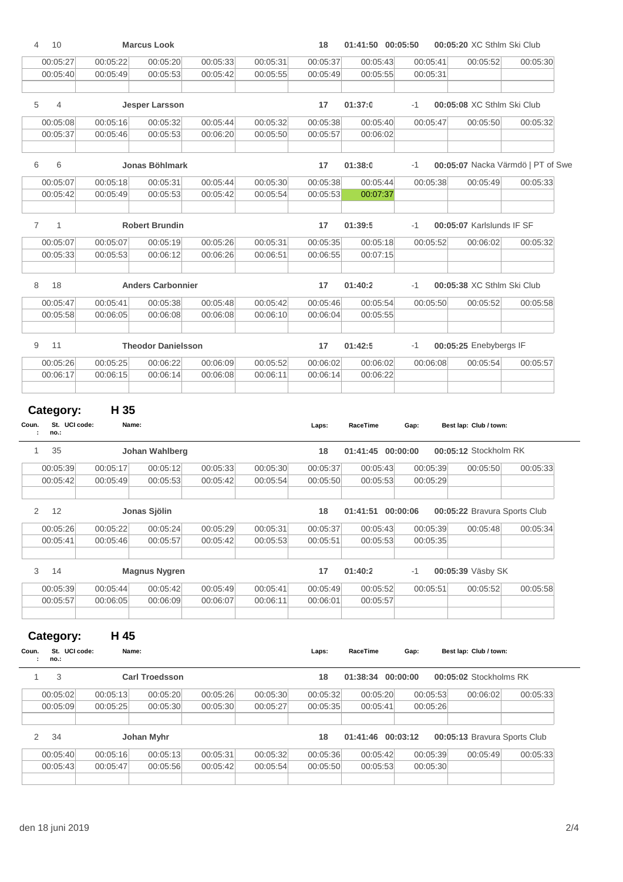| 4 | 10 | Marcus Look | | | 18 | 01:41:50 | 00:05:50 | 00:05:20 XC Sthlm Ski Club | |
|---|---|---|---|---|---|---|---|---|---|
| 00:05:27 | 00:05:22 | 00:05:20 | 00:05:33 | 00:05:31 | 00:05:37 | 00:05:43 | 00:05:41 | 00:05:52 | 00:05:30 |
| 00:05:40 | 00:05:49 | 00:05:53 | 00:05:42 | 00:05:55 | 00:05:49 | 00:05:55 | 00:05:31 | | |

| 5 | 4 | Jesper Larsson | | | 17 | 01:37:0 | -1 | 00:05:08 XC Sthlm Ski Club | |
|---|---|---|---|---|---|---|---|---|---|
| 00:05:08 | 00:05:16 | 00:05:32 | 00:05:44 | 00:05:32 | 00:05:38 | 00:05:40 | 00:05:47 | 00:05:50 | 00:05:32 |
| 00:05:37 | 00:05:46 | 00:05:53 | 00:06:20 | 00:05:50 | 00:05:57 | 00:06:02 | | | |

| 6 | 6 | Jonas Böhlmark | | | 17 | 01:38:0 | -1 | 00:05:07 Nacka Värmdö \| PT of Swe | |
|---|---|---|---|---|---|---|---|---|---|
| 00:05:07 | 00:05:18 | 00:05:31 | 00:05:44 | 00:05:30 | 00:05:38 | 00:05:44 | 00:05:38 | 00:05:49 | 00:05:33 |
| 00:05:42 | 00:05:49 | 00:05:53 | 00:05:42 | 00:05:54 | 00:05:53 | 00:07:37 | | | |

| 7 | 1 | Robert Brundin | | | 17 | 01:39:5 | -1 | 00:05:07 Karlslunds IF SF | |
|---|---|---|---|---|---|---|---|---|---|
| 00:05:07 | 00:05:07 | 00:05:19 | 00:05:26 | 00:05:31 | 00:05:35 | 00:05:18 | 00:05:52 | 00:06:02 | 00:05:32 |
| 00:05:33 | 00:05:53 | 00:06:12 | 00:06:26 | 00:06:51 | 00:06:55 | 00:07:15 | | | |

| 8 | 18 | Anders Carbonnier | | | 17 | 01:40:2 | -1 | 00:05:38 XC Sthlm Ski Club | |
|---|---|---|---|---|---|---|---|---|---|
| 00:05:47 | 00:05:41 | 00:05:38 | 00:05:48 | 00:05:42 | 00:05:46 | 00:05:54 | 00:05:50 | 00:05:52 | 00:05:58 |
| 00:05:58 | 00:06:05 | 00:06:08 | 00:06:08 | 00:06:10 | 00:06:04 | 00:05:55 | | | |

| 9 | 11 | Theodor Danielsson | | | 17 | 01:42:5 | -1 | 00:05:25 Enebybergs IF | |
|---|---|---|---|---|---|---|---|---|---|
| 00:05:26 | 00:05:25 | 00:06:22 | 00:06:09 | 00:05:52 | 00:06:02 | 00:06:02 | 00:06:08 | 00:05:54 | 00:05:57 |
| 00:06:17 | 00:06:15 | 00:06:14 | 00:06:08 | 00:06:11 | 00:06:14 | 00:06:22 | | | |

## Category: H 35

| Coun.: | St. no.: | UCI code: | Name: | Laps: | RaceTime | Gap: | Best lap: | Club / town: |
|---|---|---|---|---|---|---|---|---|

| 1 | 35 | Johan Wahlberg | | | 18 | 01:41:45 | 00:00:00 | 00:05:12 Stockholm RK | |
|---|---|---|---|---|---|---|---|---|---|
| 00:05:39 | 00:05:17 | 00:05:12 | 00:05:33 | 00:05:30 | 00:05:37 | 00:05:43 | 00:05:39 | 00:05:50 | 00:05:33 |
| 00:05:42 | 00:05:49 | 00:05:53 | 00:05:42 | 00:05:54 | 00:05:50 | 00:05:53 | 00:05:29 | | |

| 2 | 12 | Jonas Sjölin | | | 18 | 01:41:51 | 00:00:06 | 00:05:22 Bravura Sports Club | |
|---|---|---|---|---|---|---|---|---|---|
| 00:05:26 | 00:05:22 | 00:05:24 | 00:05:29 | 00:05:31 | 00:05:37 | 00:05:43 | 00:05:39 | 00:05:48 | 00:05:34 |
| 00:05:41 | 00:05:46 | 00:05:57 | 00:05:42 | 00:05:53 | 00:05:51 | 00:05:53 | 00:05:35 | | |

| 3 | 14 | Magnus Nygren | | | 17 | 01:40:2 | -1 | 00:05:39 Väsby SK | |
|---|---|---|---|---|---|---|---|---|---|
| 00:05:39 | 00:05:44 | 00:05:42 | 00:05:49 | 00:05:41 | 00:05:49 | 00:05:52 | 00:05:51 | 00:05:52 | 00:05:58 |
| 00:05:57 | 00:06:05 | 00:06:09 | 00:06:07 | 00:06:11 | 00:06:01 | 00:05:57 | | | |

## Category: H 45

| Coun.: | St. no.: | UCI code: | Name: | Laps: | RaceTime | Gap: | Best lap: | Club / town: |
|---|---|---|---|---|---|---|---|---|

| 1 | 3 | Carl Troedsson | | | 18 | 01:38:34 | 00:00:00 | 00:05:02 Stockholms RK | |
|---|---|---|---|---|---|---|---|---|---|
| 00:05:02 | 00:05:13 | 00:05:20 | 00:05:26 | 00:05:30 | 00:05:32 | 00:05:20 | 00:05:53 | 00:06:02 | 00:05:33 |
| 00:05:09 | 00:05:25 | 00:05:30 | 00:05:30 | 00:05:27 | 00:05:35 | 00:05:41 | 00:05:26 | | |

| 2 | 34 | Johan Myhr | | | 18 | 01:41:46 | 00:03:12 | 00:05:13 Bravura Sports Club | |
|---|---|---|---|---|---|---|---|---|---|
| 00:05:40 | 00:05:16 | 00:05:13 | 00:05:31 | 00:05:32 | 00:05:36 | 00:05:42 | 00:05:39 | 00:05:49 | 00:05:33 |
| 00:05:43 | 00:05:47 | 00:05:56 | 00:05:42 | 00:05:54 | 00:05:50 | 00:05:53 | 00:05:30 | | |

den 18 juni 2019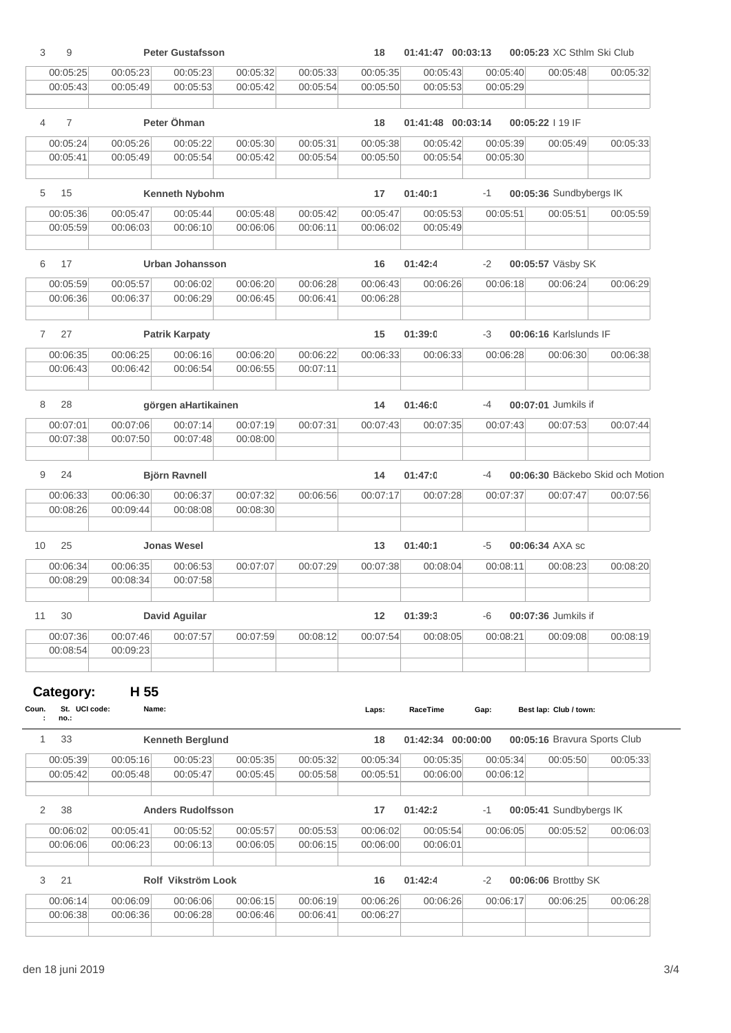| 3 | 9 | Peter Gustafsson | | | 18 | 01:41:47 | 00:03:13 | 00:05:23 XC Sthlm Ski Club | |
|---|---|---|---|---|---|---|---|---|---|
| 00:05:25 | 00:05:23 | 00:05:23 | 00:05:32 | 00:05:33 | 00:05:35 | 00:05:43 | 00:05:40 | 00:05:48 | 00:05:32 |
| 00:05:43 | 00:05:49 | 00:05:53 | 00:05:42 | 00:05:54 | 00:05:50 | 00:05:53 | 00:05:29 | | |

| 4 | 7 | Peter Öhman | | | 18 | 01:41:48 | 00:03:14 | 00:05:22 I 19 IF | |
|---|---|---|---|---|---|---|---|---|---|
| 00:05:24 | 00:05:26 | 00:05:22 | 00:05:30 | 00:05:31 | 00:05:38 | 00:05:42 | 00:05:39 | 00:05:49 | 00:05:33 |
| 00:05:41 | 00:05:49 | 00:05:54 | 00:05:42 | 00:05:54 | 00:05:50 | 00:05:54 | 00:05:30 | | |

| 5 | 15 | Kenneth Nybohm | | | 17 | 01:40:1 | -1 | 00:05:36 Sundbybergs IK | |
|---|---|---|---|---|---|---|---|---|---|
| 00:05:36 | 00:05:47 | 00:05:44 | 00:05:48 | 00:05:42 | 00:05:47 | 00:05:53 | 00:05:51 | 00:05:51 | 00:05:59 |
| 00:05:59 | 00:06:03 | 00:06:10 | 00:06:06 | 00:06:11 | 00:06:02 | 00:05:49 | | | |

| 6 | 17 | Urban Johansson | | | 16 | 01:42:4 | -2 | 00:05:57 Väsby SK | |
|---|---|---|---|---|---|---|---|---|---|
| 00:05:59 | 00:05:57 | 00:06:02 | 00:06:20 | 00:06:28 | 00:06:43 | 00:06:26 | 00:06:18 | 00:06:24 | 00:06:29 |
| 00:06:36 | 00:06:37 | 00:06:29 | 00:06:45 | 00:06:41 | 00:06:28 | | | | |

| 7 | 27 | Patrik Karpaty | | | 15 | 01:39:0 | -3 | 00:06:16 Karlslunds IF | |
|---|---|---|---|---|---|---|---|---|---|
| 00:06:35 | 00:06:25 | 00:06:16 | 00:06:20 | 00:06:22 | 00:06:33 | 00:06:33 | 00:06:28 | 00:06:30 | 00:06:38 |
| 00:06:43 | 00:06:42 | 00:06:54 | 00:06:55 | 00:07:11 | | | | | |

| 8 | 28 | görgen aHartikainen | | | 14 | 01:46:0 | -4 | 00:07:01 Jumkils if | |
|---|---|---|---|---|---|---|---|---|---|
| 00:07:01 | 00:07:06 | 00:07:14 | 00:07:19 | 00:07:31 | 00:07:43 | 00:07:35 | 00:07:43 | 00:07:53 | 00:07:44 |
| 00:07:38 | 00:07:50 | 00:07:48 | 00:08:00 | | | | | | |

| 9 | 24 | Björn Ravnell | | | 14 | 01:47:0 | -4 | 00:06:30 Bäckebo Skid och Motion | |
|---|---|---|---|---|---|---|---|---|---|
| 00:06:33 | 00:06:30 | 00:06:37 | 00:07:32 | 00:06:56 | 00:07:17 | 00:07:28 | 00:07:37 | 00:07:47 | 00:07:56 |
| 00:08:26 | 00:09:44 | 00:08:08 | 00:08:30 | | | | | | |

| 10 | 25 | Jonas Wesel | | | 13 | 01:40:1 | -5 | 00:06:34 AXA sc | |
|---|---|---|---|---|---|---|---|---|---|
| 00:06:34 | 00:06:35 | 00:06:53 | 00:07:07 | 00:07:29 | 00:07:38 | 00:08:04 | 00:08:11 | 00:08:23 | 00:08:20 |
| 00:08:29 | 00:08:34 | 00:07:58 | | | | | | | |

| 11 | 30 | David Aguilar | | | 12 | 01:39:3 | -6 | 00:07:36 Jumkils if | |
|---|---|---|---|---|---|---|---|---|---|
| 00:07:36 | 00:07:46 | 00:07:57 | 00:07:59 | 00:08:12 | 00:07:54 | 00:08:05 | 00:08:21 | 00:09:08 | 00:08:19 |
| 00:08:54 | 00:09:23 | | | | | | | | |

## Category: H 55

| Coun.: | St. no.: | UCI code: | Name: | Laps: | RaceTime | Gap: | Best lap: | Club / town: |
|---|---|---|---|---|---|---|---|---|

| 1 | 33 | Kenneth Berglund | | | 18 | 01:42:34 | 00:00:00 | 00:05:16 Bravura Sports Club | |
|---|---|---|---|---|---|---|---|---|---|
| 00:05:39 | 00:05:16 | 00:05:23 | 00:05:35 | 00:05:32 | 00:05:34 | 00:05:35 | 00:05:34 | 00:05:50 | 00:05:33 |
| 00:05:42 | 00:05:48 | 00:05:47 | 00:05:45 | 00:05:58 | 00:05:51 | 00:06:00 | 00:06:12 | | |

| 2 | 38 | Anders Rudolfsson | | | 17 | 01:42:2 | -1 | 00:05:41 Sundbybergs IK | |
|---|---|---|---|---|---|---|---|---|---|
| 00:06:02 | 00:05:41 | 00:05:52 | 00:05:57 | 00:05:53 | 00:06:02 | 00:05:54 | 00:06:05 | 00:05:52 | 00:06:03 |
| 00:06:06 | 00:06:23 | 00:06:13 | 00:06:05 | 00:06:15 | 00:06:00 | 00:06:01 | | | |

| 3 | 21 | Rolf Vikström Look | | | 16 | 01:42:4 | -2 | 00:06:06 Brottby SK | |
|---|---|---|---|---|---|---|---|---|---|
| 00:06:14 | 00:06:09 | 00:06:06 | 00:06:15 | 00:06:19 | 00:06:26 | 00:06:26 | 00:06:17 | 00:06:25 | 00:06:28 |
| 00:06:38 | 00:06:36 | 00:06:28 | 00:06:46 | 00:06:41 | 00:06:27 | | | | |

den 18 juni 2019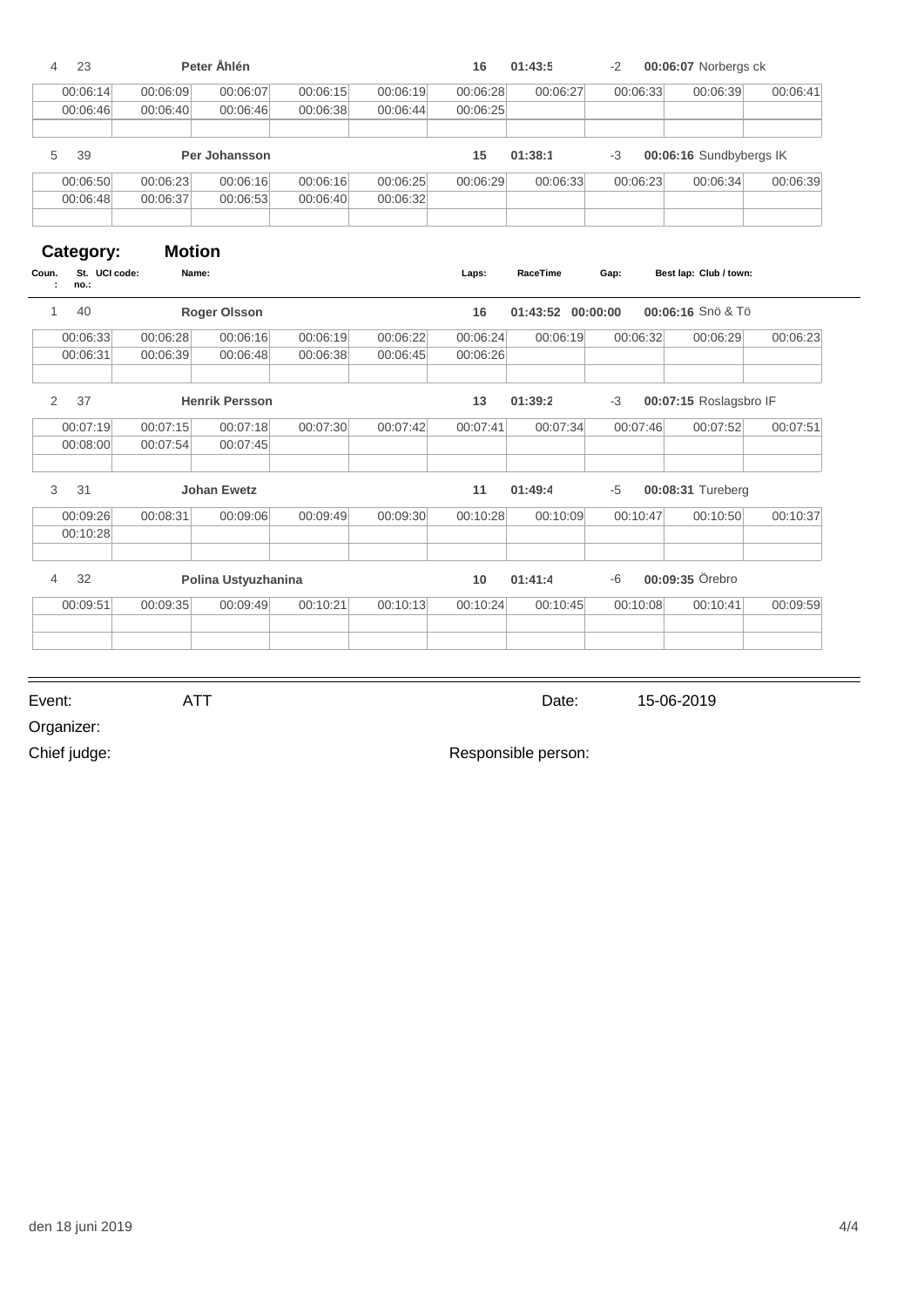| | | | | | | | | | |
|---|---|---|---|---|---|---|---|---|---|
| 4 | 23 | **Peter Åhlén** | | | **16** | **01:43:5** | -2 | **00:06:07** Norbergs ck | |
| 00:06:14 | 00:06:09 | 00:06:07 | 00:06:15 | 00:06:19 | 00:06:28 | 00:06:27 | 00:06:33 | 00:06:39 | 00:06:41 |
| 00:06:46 | 00:06:40 | 00:06:46 | 00:06:38 | 00:06:44 | 00:06:25 | | | | |
| 5 | 39 | **Per Johansson** | | | **15** | **01:38:1** | -3 | **00:06:16** Sundbybergs IK | |
| 00:06:50 | 00:06:23 | 00:06:16 | 00:06:16 | 00:06:25 | 00:06:29 | 00:06:33 | 00:06:23 | 00:06:34 | 00:06:39 |
| 00:06:48 | 00:06:37 | 00:06:53 | 00:06:40 | 00:06:32 | | | | | |

## Category: Motion

| Coun.: | St. no.: UCI code: | Name: | | | Laps: | RaceTime | Gap: | Best lap: Club / town: | |
|---|---|---|---|---|---|---|---|---|---|
| 1 | 40 | **Roger Olsson** | | | **16** | **01:43:52** | **00:00:00** | **00:06:16** Snö & Tö | |
| 00:06:33 | 00:06:28 | 00:06:16 | 00:06:19 | 00:06:22 | 00:06:24 | 00:06:19 | 00:06:32 | 00:06:29 | 00:06:23 |
| 00:06:31 | 00:06:39 | 00:06:48 | 00:06:38 | 00:06:45 | 00:06:26 | | | | |
| 2 | 37 | **Henrik Persson** | | | **13** | **01:39:2** | -3 | **00:07:15** Roslagsbro IF | |
| 00:07:19 | 00:07:15 | 00:07:18 | 00:07:30 | 00:07:42 | 00:07:41 | 00:07:34 | 00:07:46 | 00:07:52 | 00:07:51 |
| 00:08:00 | 00:07:54 | 00:07:45 | | | | | | | |
| 3 | 31 | **Johan Ewetz** | | | **11** | **01:49:4** | -5 | **00:08:31** Tureberg | |
| 00:09:26 | 00:08:31 | 00:09:06 | 00:09:49 | 00:09:30 | 00:10:28 | 00:10:09 | 00:10:47 | 00:10:50 | 00:10:37 |
| 00:10:28 | | | | | | | | | |
| 4 | 32 | **Polina Ustyuzhanina** | | | **10** | **01:41:4** | -6 | **00:09:35** Örebro | |
| 00:09:51 | 00:09:35 | 00:09:49 | 00:10:21 | 00:10:13 | 00:10:24 | 00:10:45 | 00:10:08 | 00:10:41 | 00:09:59 |

Event: ATT

Date: 15-06-2019

Organizer:

Chief judge:

Responsible person:

den 18 juni 2019